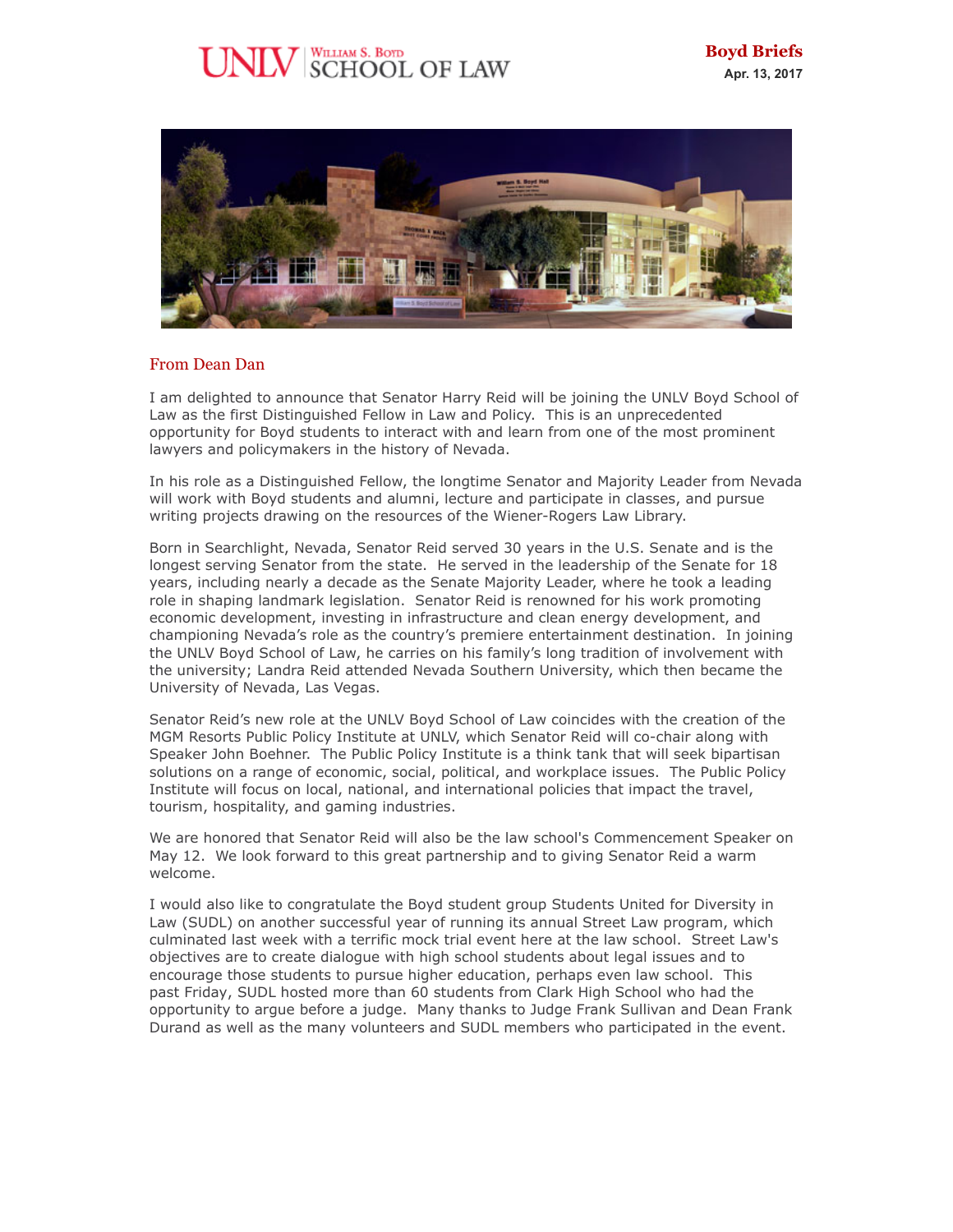# Boyd Briefs

**Apr. 13, 2017**

## From Dean Dan

I am delighted to announce that Senator Harry Reid will be joining the UNLV Boyd School of Law as the first Distinguished Fellow in Law and Policy. This is an unprecedented opportunity for Boyd students to interact with and learn from one of the most prominent lawyers and policymakers in the history of Nevada.

In his role as a Distinguished Fellow, the longtime Senator and Majority Leader from Nevada will work with Boyd students and alumni, lecture and participate in classes, and pursue writing projects drawing on the resources of the Wiener-Rogers Law Library.

Born in Searchlight, Nevada, Senator Reid served 30 years in the U.S. Senate and is the longest serving Senator from the state. He served in the leadership of the Senate for 18 years, including nearly a decade as the Senate Majority Leader, where he took a leading role in shaping landmark legislation. Senator Reid is renowned for his work promoting economic development, investing in infrastructure and clean energy development, and championing Nevada's role as the country's premiere entertainment destination. In joining the UNLV Boyd School of Law, he carries on his family's long tradition of involvement with the university; Landra Reid attended Nevada Southern University, which then became the University of Nevada, Las Vegas.

Senator Reid's new role at the UNLV Boyd School of Law coincides with the creation of the MGM Resorts Public Policy Institute at UNLV, which Senator Reid will co-chair along with Speaker John Boehner. The Public Policy Institute is a think tank that will seek bipartisan solutions on a range of economic, social, political, and workplace issues. The Public Policy Institute will focus on local, national, and international policies that impact the travel, tourism, hospitality, and gaming industries.

We are honored that Senator Reid will also be the law school's Commencement Speaker on May 12. We look forward to this great partnership and to giving Senator Reid a warm welcome.

I would also like to congratulate the Boyd student group Students United for Diversity in Law (SUDL) on another successful year of running its annual Street Law program, which culminated last week with a terrific mock trial event here at the law school. Street Law's objectives are to create dialogue with high school students about legal issues and to encourage those students to pursue higher education, perhaps even law school. This past Friday, SUDL hosted more than 60 students from Clark High School who had the opportunity to argue before a judge. Many thanks to Judge Frank Sullivan and Dean Frank Durand as well as the many volunteers and SUDL members who participated in the event.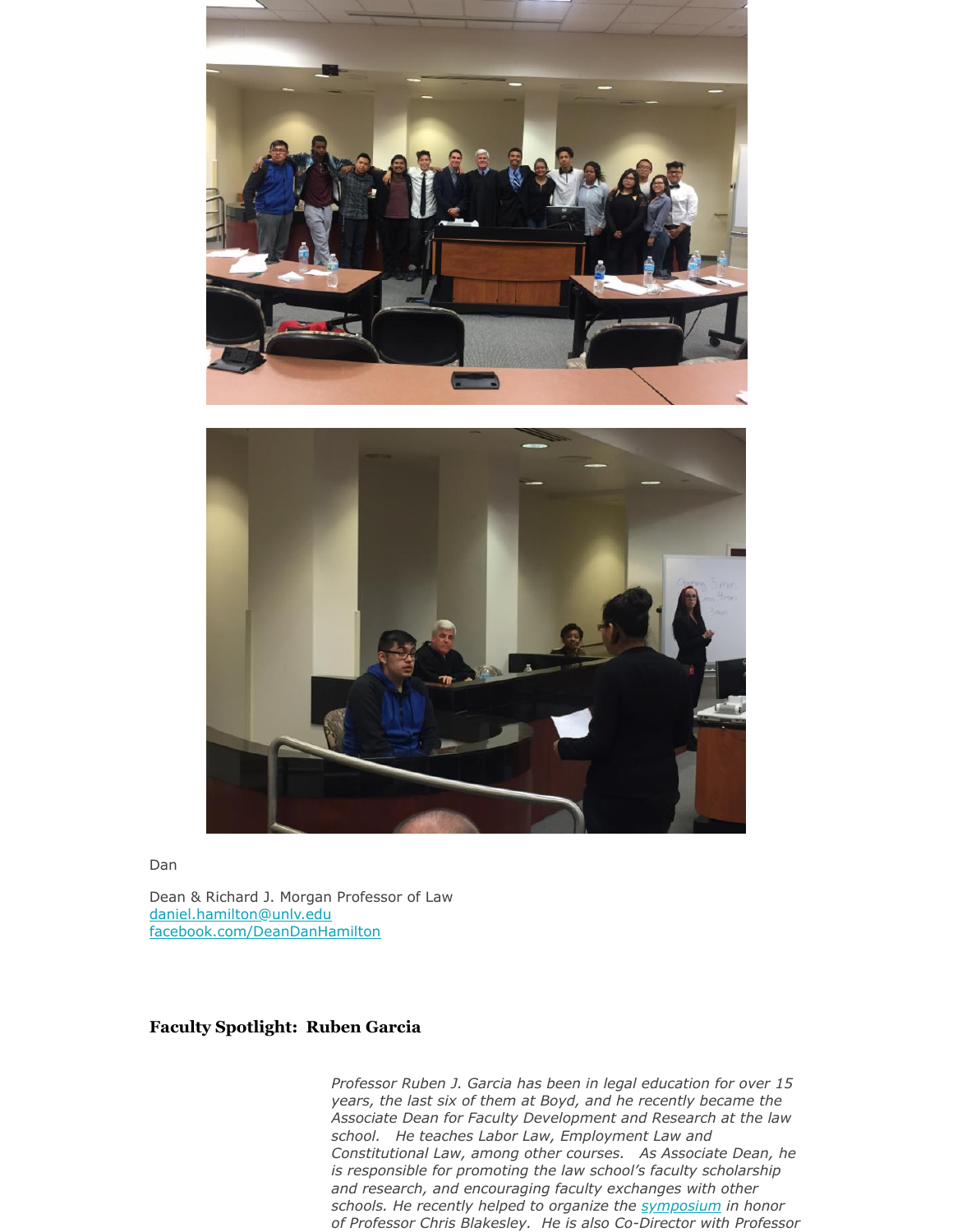Dan

Dean & Richard J. Morgan Professor of Law
[daniel.hamilton@unlv.edu](mailto:daniel.hamilton@unlv.edu)
[facebook.com/DeanDanHamilton](https://facebook.com/DeanDanHamilton)

### **Faculty Spotlight: Ruben Garcia**

*Professor Ruben J. Garcia has been in legal education for over 15 years, the last six of them at Boyd, and he recently became the Associate Dean for Faculty Development and Research at the law school. He teaches Labor Law, Employment Law and Constitutional Law, among other courses. As Associate Dean, he is responsible for promoting the law school's faculty scholarship and research, and encouraging faculty exchanges with other schools. He recently helped to organize the [symposium](#) in honor of Professor Chris Blakesley. He is also Co-Director with Professor*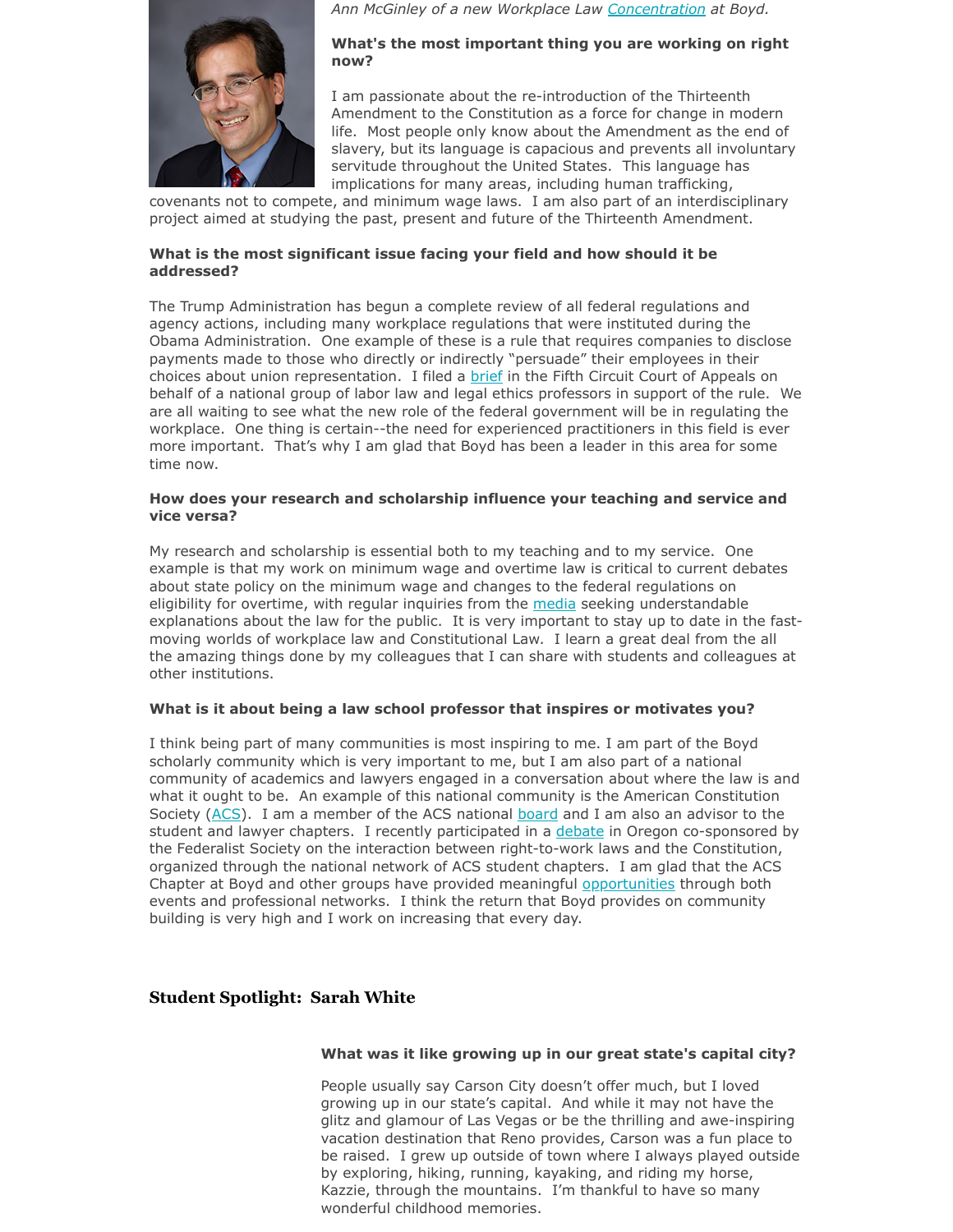*Ann McGinley of a new Workplace Law Concentration at Boyd.*

**What's the most important thing you are working on right now?**

I am passionate about the re-introduction of the Thirteenth Amendment to the Constitution as a force for change in modern life. Most people only know about the Amendment as the end of slavery, but its language is capacious and prevents all involuntary servitude throughout the United States. This language has implications for many areas, including human trafficking, covenants not to compete, and minimum wage laws. I am also part of an interdisciplinary project aimed at studying the past, present and future of the Thirteenth Amendment.

**What is the most significant issue facing your field and how should it be addressed?**

The Trump Administration has begun a complete review of all federal regulations and agency actions, including many workplace regulations that were instituted during the Obama Administration. One example of these is a rule that requires companies to disclose payments made to those who directly or indirectly "persuade" their employees in their choices about union representation. I filed a brief in the Fifth Circuit Court of Appeals on behalf of a national group of labor law and legal ethics professors in support of the rule. We are all waiting to see what the new role of the federal government will be in regulating the workplace. One thing is certain--the need for experienced practitioners in this field is ever more important. That's why I am glad that Boyd has been a leader in this area for some time now.

**How does your research and scholarship influence your teaching and service and vice versa?**

My research and scholarship is essential both to my teaching and to my service. One example is that my work on minimum wage and overtime law is critical to current debates about state policy on the minimum wage and changes to the federal regulations on eligibility for overtime, with regular inquiries from the media seeking understandable explanations about the law for the public. It is very important to stay up to date in the fast-moving worlds of workplace law and Constitutional Law. I learn a great deal from the all the amazing things done by my colleagues that I can share with students and colleagues at other institutions.

**What is it about being a law school professor that inspires or motivates you?**

I think being part of many communities is most inspiring to me. I am part of the Boyd scholarly community which is very important to me, but I am also part of a national community of academics and lawyers engaged in a conversation about where the law is and what it ought to be. An example of this national community is the American Constitution Society (ACS). I am a member of the ACS national board and I am also an advisor to the student and lawyer chapters. I recently participated in a debate in Oregon co-sponsored by the Federalist Society on the interaction between right-to-work laws and the Constitution, organized through the national network of ACS student chapters. I am glad that the ACS Chapter at Boyd and other groups have provided meaningful opportunities through both events and professional networks. I think the return that Boyd provides on community building is very high and I work on increasing that every day.

## Student Spotlight: Sarah White

**What was it like growing up in our great state's capital city?**

People usually say Carson City doesn't offer much, but I loved growing up in our state's capital. And while it may not have the glitz and glamour of Las Vegas or be the thrilling and awe-inspiring vacation destination that Reno provides, Carson was a fun place to be raised. I grew up outside of town where I always played outside by exploring, hiking, running, kayaking, and riding my horse, Kazzie, through the mountains. I'm thankful to have so many wonderful childhood memories.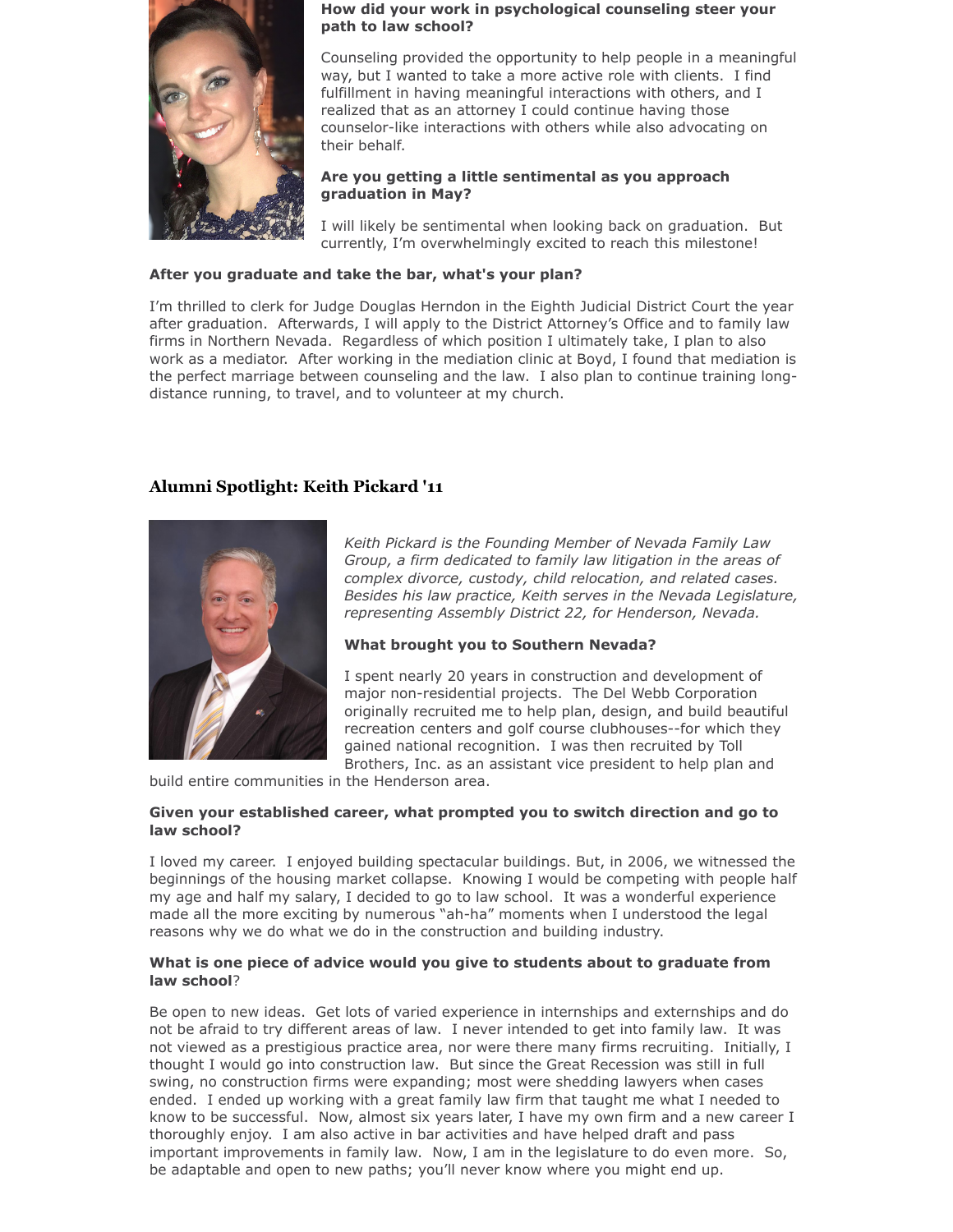**How did your work in psychological counseling steer your path to law school?**

Counseling provided the opportunity to help people in a meaningful way, but I wanted to take a more active role with clients. I find fulfillment in having meaningful interactions with others, and I realized that as an attorney I could continue having those counselor-like interactions with others while also advocating on their behalf.

**Are you getting a little sentimental as you approach graduation in May?**

I will likely be sentimental when looking back on graduation. But currently, I'm overwhelmingly excited to reach this milestone!

**After you graduate and take the bar, what's your plan?**

I'm thrilled to clerk for Judge Douglas Herndon in the Eighth Judicial District Court the year after graduation. Afterwards, I will apply to the District Attorney's Office and to family law firms in Northern Nevada. Regardless of which position I ultimately take, I plan to also work as a mediator. After working in the mediation clinic at Boyd, I found that mediation is the perfect marriage between counseling and the law. I also plan to continue training long-distance running, to travel, and to volunteer at my church.

## Alumni Spotlight: Keith Pickard '11

*Keith Pickard is the Founding Member of Nevada Family Law Group, a firm dedicated to family law litigation in the areas of complex divorce, custody, child relocation, and related cases. Besides his law practice, Keith serves in the Nevada Legislature, representing Assembly District 22, for Henderson, Nevada.*

**What brought you to Southern Nevada?**

I spent nearly 20 years in construction and development of major non-residential projects. The Del Webb Corporation originally recruited me to help plan, design, and build beautiful recreation centers and golf course clubhouses--for which they gained national recognition. I was then recruited by Toll Brothers, Inc. as an assistant vice president to help plan and build entire communities in the Henderson area.

**Given your established career, what prompted you to switch direction and go to law school?**

I loved my career. I enjoyed building spectacular buildings. But, in 2006, we witnessed the beginnings of the housing market collapse. Knowing I would be competing with people half my age and half my salary, I decided to go to law school. It was a wonderful experience made all the more exciting by numerous "ah-ha" moments when I understood the legal reasons why we do what we do in the construction and building industry.

**What is one piece of advice would you give to students about to graduate from law school**?

Be open to new ideas. Get lots of varied experience in internships and externships and do not be afraid to try different areas of law. I never intended to get into family law. It was not viewed as a prestigious practice area, nor were there many firms recruiting. Initially, I thought I would go into construction law. But since the Great Recession was still in full swing, no construction firms were expanding; most were shedding lawyers when cases ended. I ended up working with a great family law firm that taught me what I needed to know to be successful. Now, almost six years later, I have my own firm and a new career I thoroughly enjoy. I am also active in bar activities and have helped draft and pass important improvements in family law. Now, I am in the legislature to do even more. So, be adaptable and open to new paths; you'll never know where you might end up.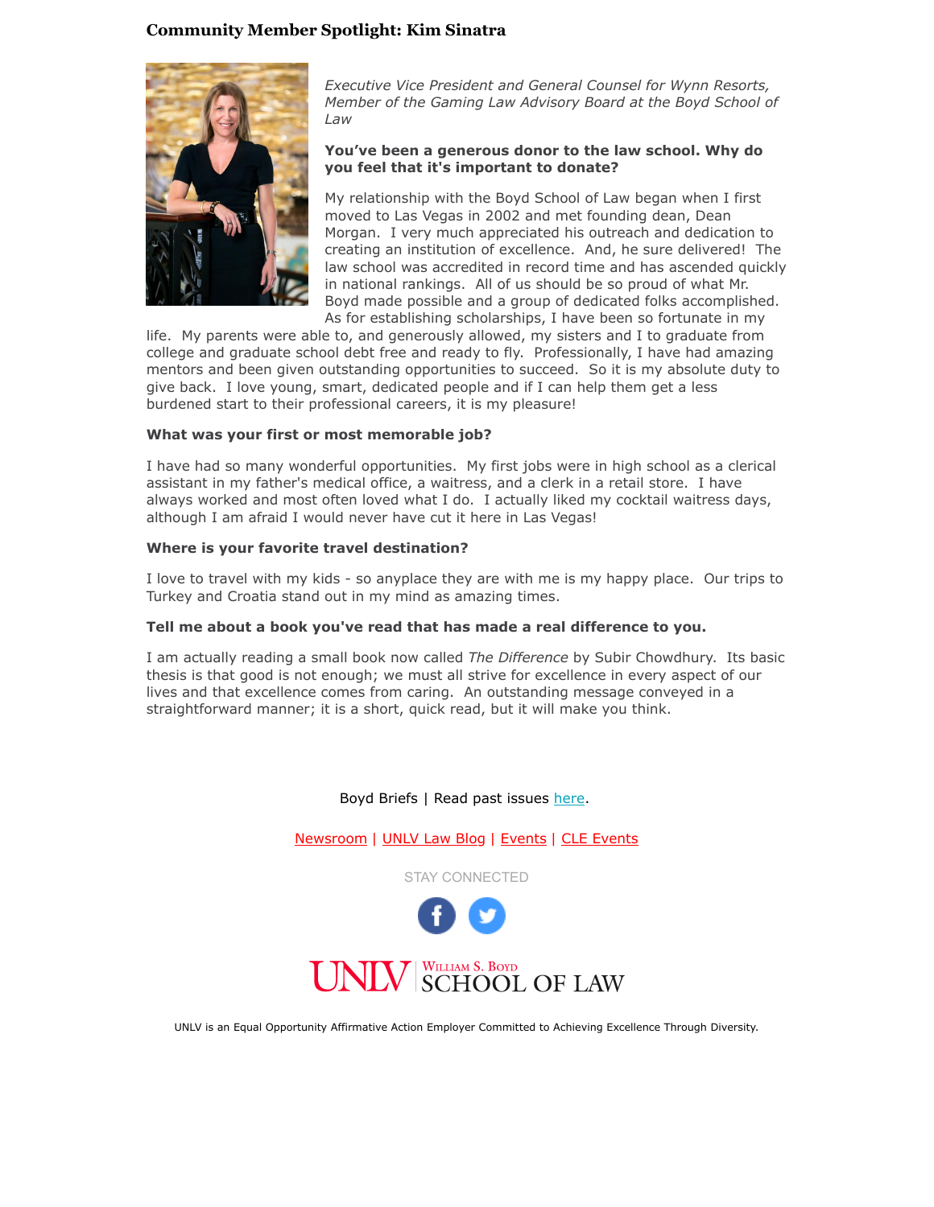## Community Member Spotlight: Kim Sinatra

*Executive Vice President and General Counsel for Wynn Resorts, Member of the Gaming Law Advisory Board at the Boyd School of Law*

**You've been a generous donor to the law school. Why do you feel that it's important to donate?**

My relationship with the Boyd School of Law began when I first moved to Las Vegas in 2002 and met founding dean, Dean Morgan. I very much appreciated his outreach and dedication to creating an institution of excellence. And, he sure delivered! The law school was accredited in record time and has ascended quickly in national rankings. All of us should be so proud of what Mr. Boyd made possible and a group of dedicated folks accomplished. As for establishing scholarships, I have been so fortunate in my life. My parents were able to, and generously allowed, my sisters and I to graduate from college and graduate school debt free and ready to fly. Professionally, I have had amazing mentors and been given outstanding opportunities to succeed. So it is my absolute duty to give back. I love young, smart, dedicated people and if I can help them get a less burdened start to their professional careers, it is my pleasure!

**What was your first or most memorable job?**

I have had so many wonderful opportunities. My first jobs were in high school as a clerical assistant in my father's medical office, a waitress, and a clerk in a retail store. I have always worked and most often loved what I do. I actually liked my cocktail waitress days, although I am afraid I would never have cut it here in Las Vegas!

**Where is your favorite travel destination?**

I love to travel with my kids - so anyplace they are with me is my happy place. Our trips to Turkey and Croatia stand out in my mind as amazing times.

**Tell me about a book you've read that has made a real difference to you.**

I am actually reading a small book now called *The Difference* by Subir Chowdhury. Its basic thesis is that good is not enough; we must all strive for excellence in every aspect of our lives and that excellence comes from caring. An outstanding message conveyed in a straightforward manner; it is a short, quick read, but it will make you think.

Boyd Briefs | Read past issues here.

Newsroom | UNLV Law Blog | Events | CLE Events

STAY CONNECTED

UNLV William S. Boyd School of Law

UNLV is an Equal Opportunity Affirmative Action Employer Committed to Achieving Excellence Through Diversity.